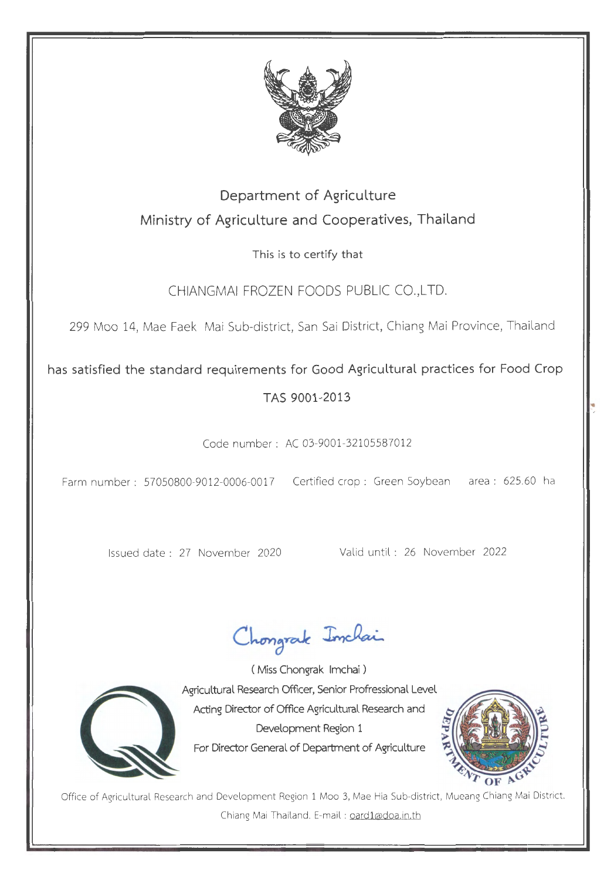# Department of Agriculture

## Ministry of Agriculture and Cooperatives, Thailand

This is to certify that

CHIANGMAI FROZEN FOODS PUBLIC CO.,LTD.

299 Moo 14, Mae Faek Mai Sub-district, San Sai District, Chiang Mai Province, Thailand

has satisfied the standard requirements for Good Agricultural practices for Food Crop

TAS 9001-2013

Code number : AC 03-9001-32105587012

Farm number : 57050800-9012-0006-0017 Certified crop : Green Soybean area : 625.60 ha

Issued date : 27 November 2020 Valid until : 26 November 2022

Chongrak Imchai

( Miss Chongrak Imchai )

Agricultural Research Officer, Senior Profressional Level

Acting Director of Office Agricultural Research and Development Region 1

For Director General of Department of Agriculture

Office of Agricultural Research and Development Region 1 Moo 3, Mae Hia Sub-district, Mueang Chiang Mai District. Chiang Mai Thailand. E-mail : oard1@doa.in.th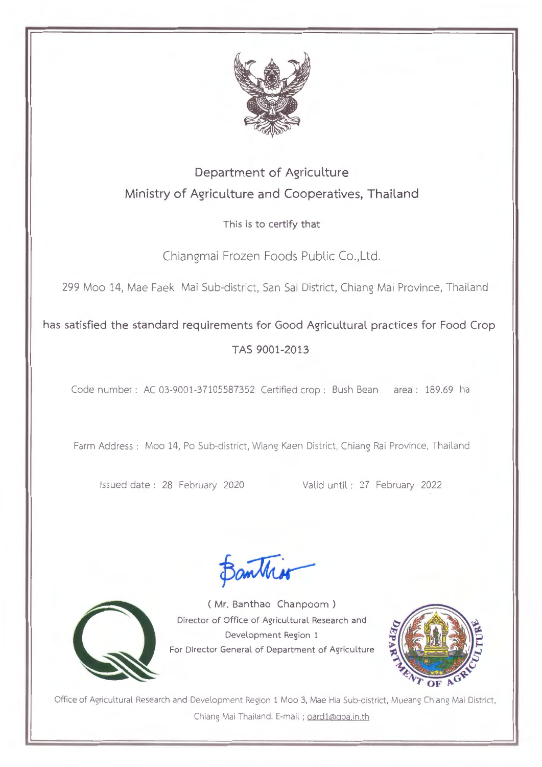# Department of Agriculture

## Ministry of Agriculture and Cooperatives, Thailand

This is to certify that

Chiangmai Frozen Foods Public Co.,Ltd.

299 Moo 14, Mae Faek Mai Sub-district, San Sai District, Chiang Mai Province, Thailand

**has satisfied the standard requirements for Good Agricultural practices for Food Crop**

**TAS 9001-2013**

Code number : AC 03-9001-37105587352 Certified crop : Bush Bean area : 189.69 ha

Farm Address : Moo 14, Po Sub-district, Wiang Kaen District, Chiang Rai Province, Thailand

Issued date : 28 February 2020 Valid until : 27 February 2022

( Mr. Banthao Chanpoom )
Director of Office of Agricultural Research and Development Region 1
For Director General of Department of Agriculture

DEPARTMENT OF AGRICULTURE

Office of Agricultural Research and Development Region 1 Moo 3, Mae Hia Sub-district, Mueang Chiang Mai District, Chiang Mai Thailand. E-mail ; oard1@doa.in.th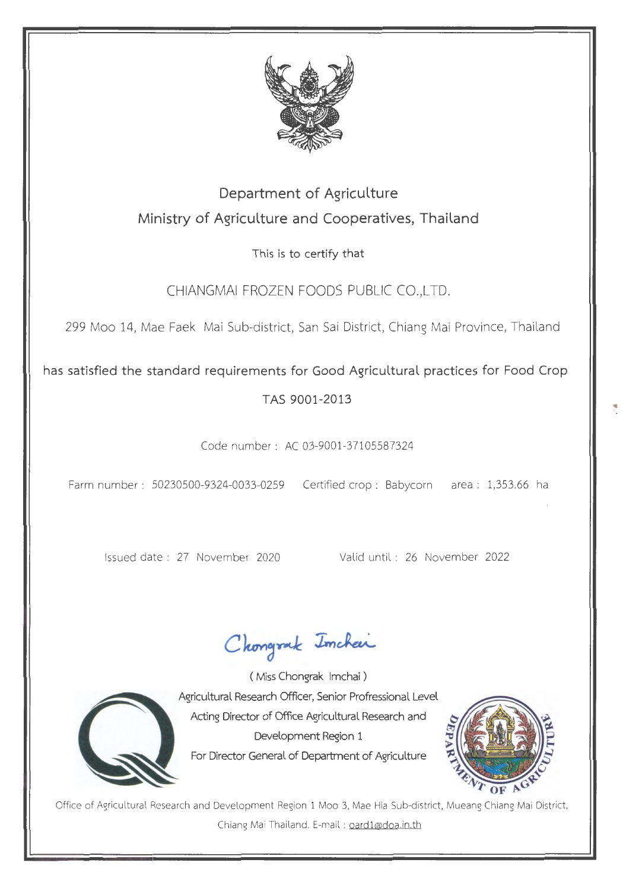# Department of Agriculture

## Ministry of Agriculture and Cooperatives, Thailand

This is to certify that

CHIANGMAI FROZEN FOODS PUBLIC CO.,LTD.

299 Moo 14, Mae Faek Mai Sub-district, San Sai District, Chiang Mai Province, Thailand

has satisfied the standard requirements for Good Agricultural practices for Food Crop

TAS 9001-2013

Code number : AC 03-9001-37105587324

Farm number : 50230500-9324-0033-0259 Certified crop : Babycorn area : 1,353.66 ha

Issued date : 27 November 2020 Valid until : 26 November 2022

Chongrak Imchai

( Miss Chongrak Imchai )

Agricultural Research Officer, Senior Profressional Level

Acting Director of Office Agricultural Research and Development Region 1

For Director General of Department of Agriculture

DEPARTMENT OF AGRICULTURE

Office of Agricultural Research and Development Region 1 Moo 3, Mae Hia Sub-district, Mueang Chiang Mai District, Chiang Mai Thailand. E-mail : oard1@doa.in.th